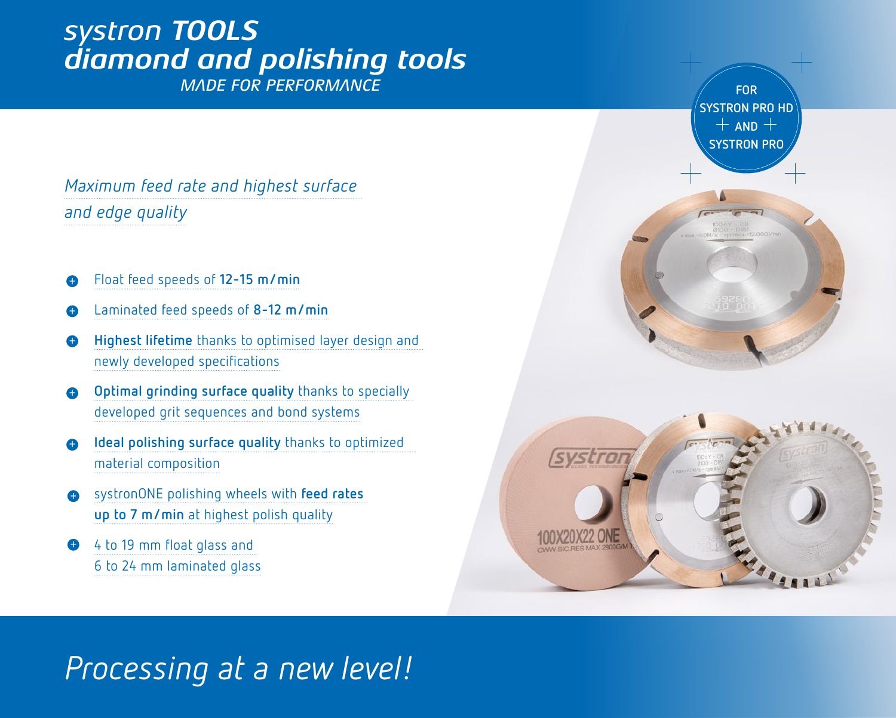# systron TOOLS diamond and polishing tools

*MADE FOR PERFORMANCE*

FOR SYSTRON PRO HD AND SYSTRON PRO

*Maximum feed rate and highest surface and edge quality*

- Float feed speeds of **12-15 m/min**
- Laminated feed speeds of **8-12 m/min**
- **Highest lifetime** thanks to optimised layer design and newly developed specifications
- **Optimal grinding surface quality** thanks to specially developed grit sequences and bond systems
- **Ideal polishing surface quality** thanks to optimized material composition
- systronONE polishing wheels with **feed rates up to 7 m/min** at highest polish quality
- 4 to 19 mm float glass and 6 to 24 mm laminated glass

*Processing at a new level!*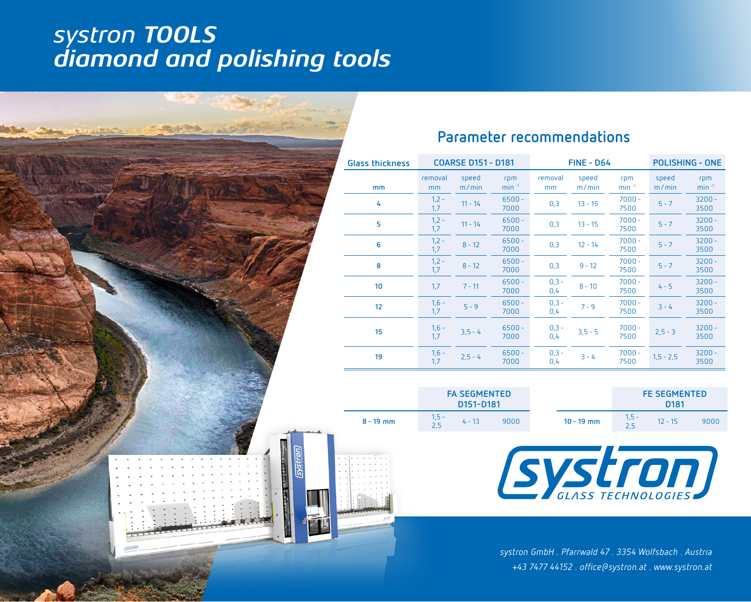# systron *TOOLS*
# diamond and polishing tools

## Parameter recommendations

| Glass thickness | COARSE D151 - D181 | | | FINE - D64 | | | POLISHING - ONE | |
|---|---|---|---|---|---|---|---|---|
| mm | removal mm | speed m/min | rpm $min^{-1}$ | removal mm | speed m/min | rpm $min^{-1}$ | speed m/min | rpm $min^{-1}$ |
| 4 | 1,2 - 1,7 | 11 - 14 | 6500 - 7000 | 0,3 | 13 - 15 | 7000 - 7500 | 5 - 7 | 3200 - 3500 |
| 5 | 1,2 - 1,7 | 11 - 14 | 6500 - 7000 | 0,3 | 13 - 15 | 7000 - 7500 | 5 - 7 | 3200 - 3500 |
| 6 | 1,2 - 1,7 | 8 - 12 | 6500 - 7000 | 0,3 | 12 - 14 | 7000 - 7500 | 5 - 7 | 3200 - 3500 |
| 8 | 1,2 - 1,7 | 8 - 12 | 6500 - 7000 | 0,3 | 9 - 12 | 7000 - 7500 | 5 - 7 | 3200 - 3500 |
| 10 | 1,7 | 7 - 11 | 6500 - 7000 | 0,3 - 0,4 | 8 - 10 | 7000 - 7500 | 4 - 5 | 3200 - 3500 |
| 12 | 1,6 - 1,7 | 5 - 9 | 6500 - 7000 | 0,3 - 0,4 | 7 - 9 | 7000 - 7500 | 3 - 4 | 3200 - 3500 |
| 15 | 1,6 - 1,7 | 3,5 - 4 | 6500 - 7000 | 0,3 - 0,4 | 3,5 - 5 | 7000 - 7500 | 2,5 - 3 | 3200 - 3500 |
| 19 | 1,6 - 1,7 | 2,5 - 4 | 6500 - 7000 | 0,3 - 0,4 | 3 - 4 | 7000 - 7500 | 1,5 - 2,5 | 3200 - 3500 |

| | FA SEGMENTED D151-D181 | | |
|---|---|---|---|
| 8 - 19 mm | 1,5 - 2,5 | 4 - 13 | 9000 |

| | FE SEGMENTED D181 | | |
|---|---|---|---|
| 10 - 19 mm | 1,5 - 2,5 | 12 - 15 | 9000 |

systron GLASS TECHNOLOGIES

*systron GmbH . Pfarrwald 47 . 3354 Wolfsbach . Austria*
*+43 7477 44152 . office@systron.at . www.systron.at*